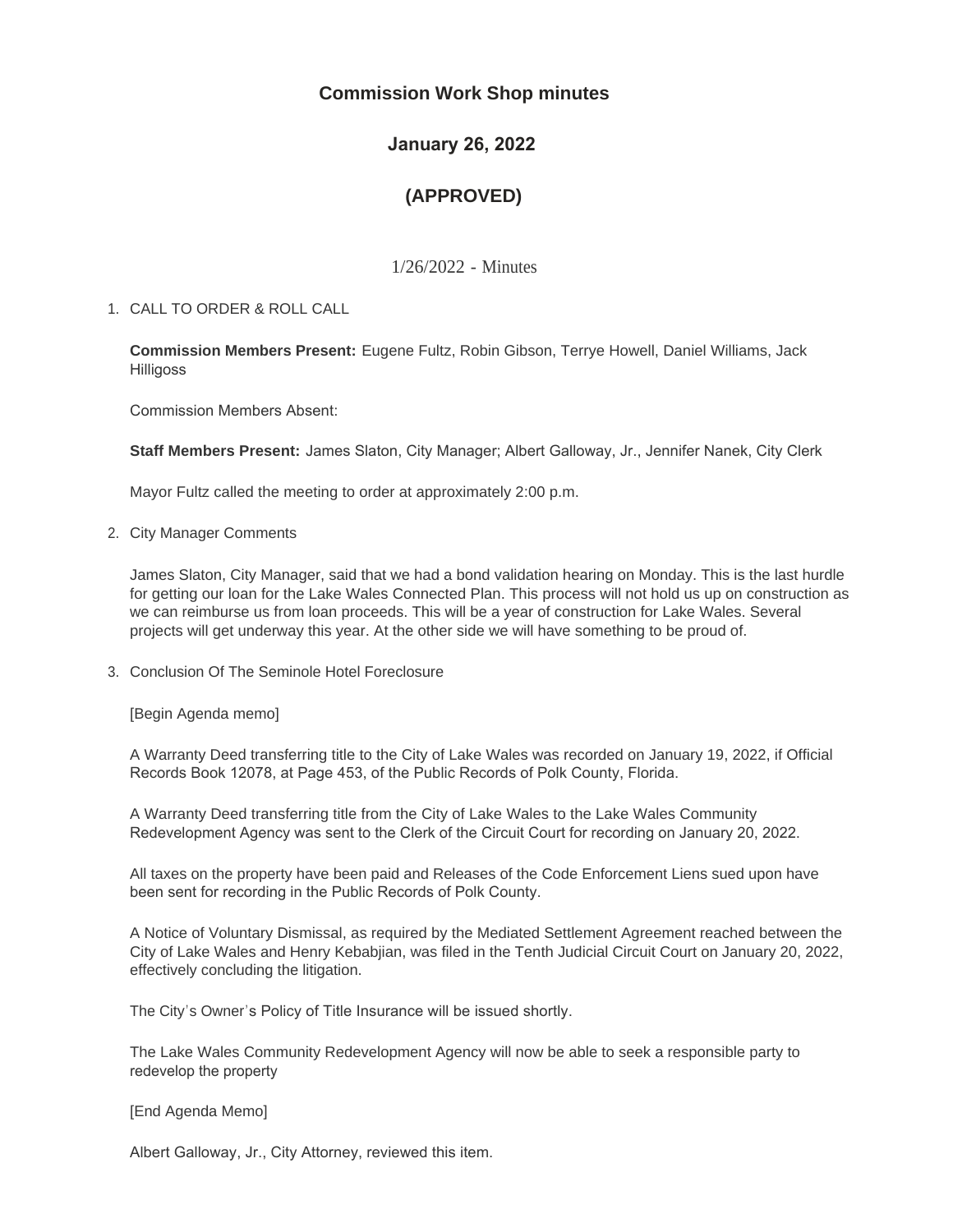# Commission Work Shop minutes

## January 26, 2022

## (APPROVED)

1/26/2022 - Minutes

1. CALL TO ORDER & ROLL CALL

   **Commission Members Present:** Eugene Fultz, Robin Gibson, Terrye Howell, Daniel Williams, Jack Hilligoss

   Commission Members Absent:

   **Staff Members Present:** James Slaton, City Manager; Albert Galloway, Jr., Jennifer Nanek, City Clerk

   Mayor Fultz called the meeting to order at approximately 2:00 p.m.

2. City Manager Comments

   James Slaton, City Manager, said that we had a bond validation hearing on Monday. This is the last hurdle for getting our loan for the Lake Wales Connected Plan. This process will not hold us up on construction as we can reimburse us from loan proceeds. This will be a year of construction for Lake Wales. Several projects will get underway this year. At the other side we will have something to be proud of.

3. Conclusion Of The Seminole Hotel Foreclosure

   [Begin Agenda memo]

   A Warranty Deed transferring title to the City of Lake Wales was recorded on January 19, 2022, if Official Records Book 12078, at Page 453, of the Public Records of Polk County, Florida.

   A Warranty Deed transferring title from the City of Lake Wales to the Lake Wales Community Redevelopment Agency was sent to the Clerk of the Circuit Court for recording on January 20, 2022.

   All taxes on the property have been paid and Releases of the Code Enforcement Liens sued upon have been sent for recording in the Public Records of Polk County.

   A Notice of Voluntary Dismissal, as required by the Mediated Settlement Agreement reached between the City of Lake Wales and Henry Kebabjian, was filed in the Tenth Judicial Circuit Court on January 20, 2022, effectively concluding the litigation.

   The City's Owner's Policy of Title Insurance will be issued shortly.

   The Lake Wales Community Redevelopment Agency will now be able to seek a responsible party to redevelop the property

   [End Agenda Memo]

   Albert Galloway, Jr., City Attorney, reviewed this item.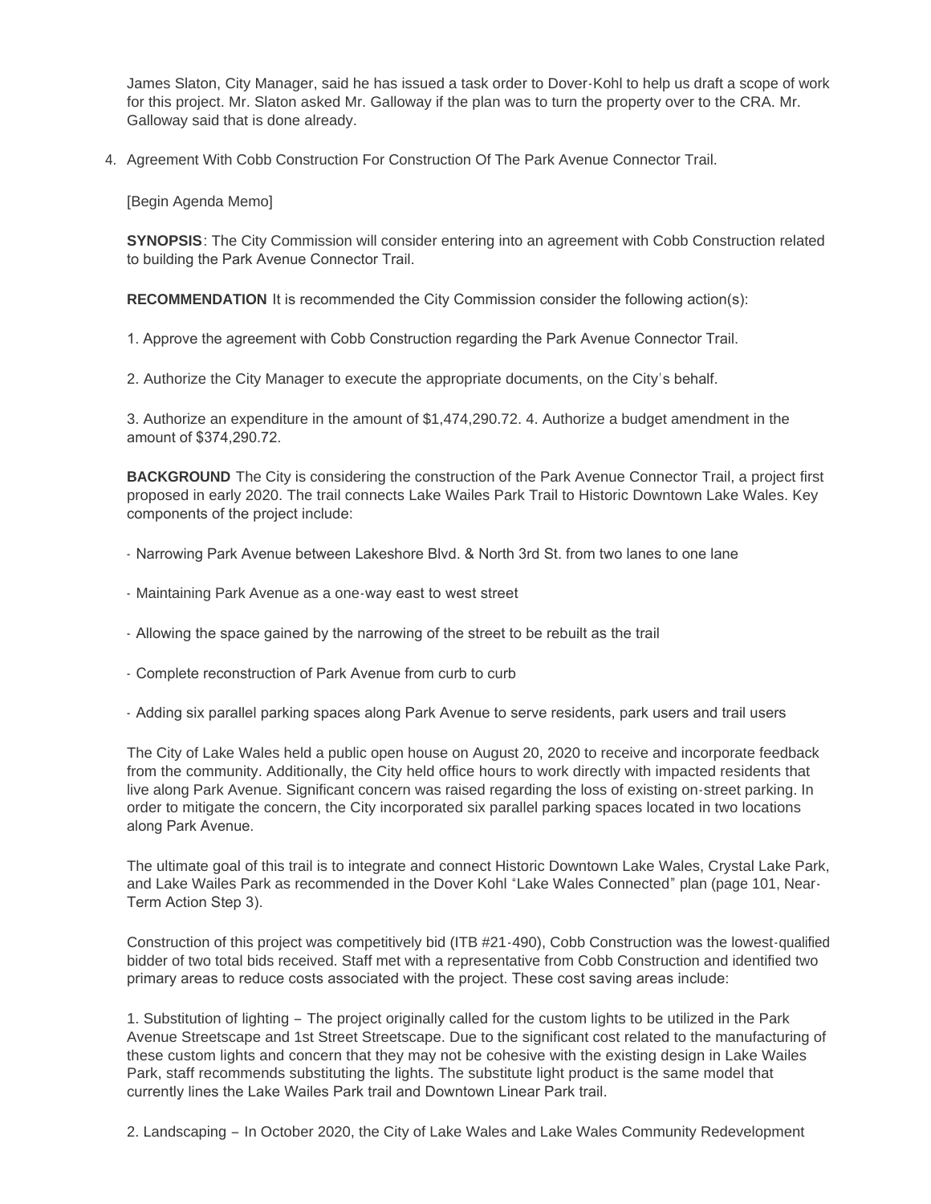James Slaton, City Manager, said he has issued a task order to Dover-Kohl to help us draft a scope of work for this project. Mr. Slaton asked Mr. Galloway if the plan was to turn the property over to the CRA. Mr. Galloway said that is done already.

4. Agreement With Cobb Construction For Construction Of The Park Avenue Connector Trail.

   [Begin Agenda Memo]

   **SYNOPSIS**: The City Commission will consider entering into an agreement with Cobb Construction related to building the Park Avenue Connector Trail.

   **RECOMMENDATION** It is recommended the City Commission consider the following action(s):

   1. Approve the agreement with Cobb Construction regarding the Park Avenue Connector Trail.

   2. Authorize the City Manager to execute the appropriate documents, on the City's behalf.

   3. Authorize an expenditure in the amount of $1,474,290.72. 4. Authorize a budget amendment in the amount of $374,290.72.

   **BACKGROUND** The City is considering the construction of the Park Avenue Connector Trail, a project first proposed in early 2020. The trail connects Lake Wailes Park Trail to Historic Downtown Lake Wales. Key components of the project include:

   - Narrowing Park Avenue between Lakeshore Blvd. & North 3rd St. from two lanes to one lane

   - Maintaining Park Avenue as a one-way east to west street

   - Allowing the space gained by the narrowing of the street to be rebuilt as the trail

   - Complete reconstruction of Park Avenue from curb to curb

   - Adding six parallel parking spaces along Park Avenue to serve residents, park users and trail users

   The City of Lake Wales held a public open house on August 20, 2020 to receive and incorporate feedback from the community. Additionally, the City held office hours to work directly with impacted residents that live along Park Avenue. Significant concern was raised regarding the loss of existing on-street parking. In order to mitigate the concern, the City incorporated six parallel parking spaces located in two locations along Park Avenue.

   The ultimate goal of this trail is to integrate and connect Historic Downtown Lake Wales, Crystal Lake Park, and Lake Wailes Park as recommended in the Dover Kohl "Lake Wales Connected" plan (page 101, Near-Term Action Step 3).

   Construction of this project was competitively bid (ITB #21-490), Cobb Construction was the lowest-qualified bidder of two total bids received. Staff met with a representative from Cobb Construction and identified two primary areas to reduce costs associated with the project. These cost saving areas include:

   1. Substitution of lighting – The project originally called for the custom lights to be utilized in the Park Avenue Streetscape and 1st Street Streetscape. Due to the significant cost related to the manufacturing of these custom lights and concern that they may not be cohesive with the existing design in Lake Wailes Park, staff recommends substituting the lights. The substitute light product is the same model that currently lines the Lake Wailes Park trail and Downtown Linear Park trail.

   2. Landscaping – In October 2020, the City of Lake Wales and Lake Wales Community Redevelopment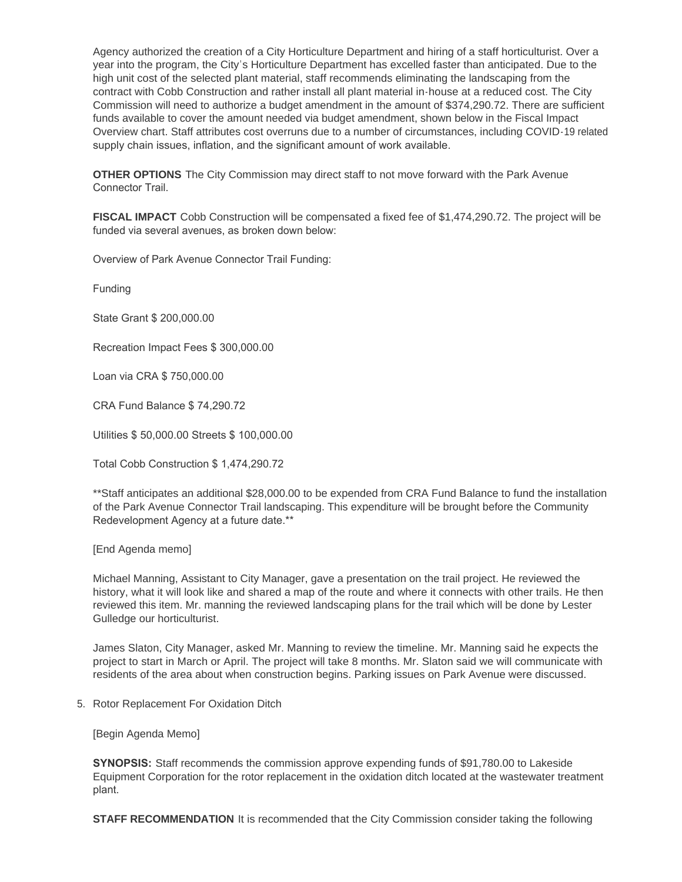Agency authorized the creation of a City Horticulture Department and hiring of a staff horticulturist. Over a year into the program, the City's Horticulture Department has excelled faster than anticipated. Due to the high unit cost of the selected plant material, staff recommends eliminating the landscaping from the contract with Cobb Construction and rather install all plant material in-house at a reduced cost. The City Commission will need to authorize a budget amendment in the amount of $374,290.72. There are sufficient funds available to cover the amount needed via budget amendment, shown below in the Fiscal Impact Overview chart. Staff attributes cost overruns due to a number of circumstances, including COVID-19 related supply chain issues, inflation, and the significant amount of work available.

**OTHER OPTIONS** The City Commission may direct staff to not move forward with the Park Avenue Connector Trail.

**FISCAL IMPACT** Cobb Construction will be compensated a fixed fee of $1,474,290.72. The project will be funded via several avenues, as broken down below:

Overview of Park Avenue Connector Trail Funding:

Funding

State Grant $ 200,000.00

Recreation Impact Fees $ 300,000.00

Loan via CRA $ 750,000.00

CRA Fund Balance $ 74,290.72

Utilities $ 50,000.00 Streets $ 100,000.00

Total Cobb Construction $ 1,474,290.72

**Staff anticipates an additional $28,000.00 to be expended from CRA Fund Balance to fund the installation of the Park Avenue Connector Trail landscaping. This expenditure will be brought before the Community Redevelopment Agency at a future date.**

[End Agenda memo]

Michael Manning, Assistant to City Manager, gave a presentation on the trail project. He reviewed the history, what it will look like and shared a map of the route and where it connects with other trails. He then reviewed this item. Mr. manning the reviewed landscaping plans for the trail which will be done by Lester Gulledge our horticulturist.

James Slaton, City Manager, asked Mr. Manning to review the timeline. Mr. Manning said he expects the project to start in March or April. The project will take 8 months. Mr. Slaton said we will communicate with residents of the area about when construction begins. Parking issues on Park Avenue were discussed.

5. Rotor Replacement For Oxidation Ditch

[Begin Agenda Memo]

**SYNOPSIS:** Staff recommends the commission approve expending funds of $91,780.00 to Lakeside Equipment Corporation for the rotor replacement in the oxidation ditch located at the wastewater treatment plant.

**STAFF RECOMMENDATION** It is recommended that the City Commission consider taking the following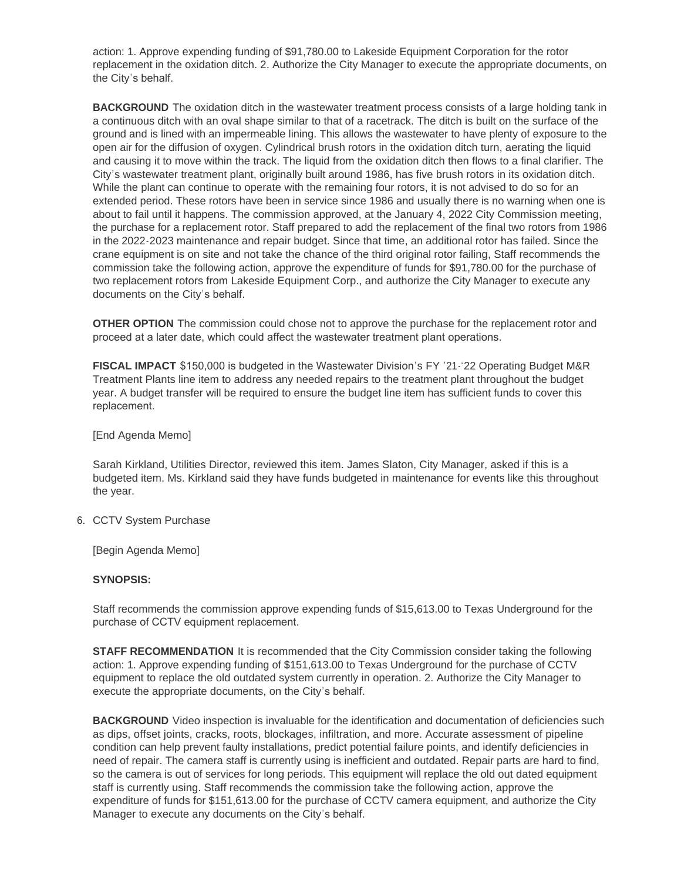action: 1. Approve expending funding of $91,780.00 to Lakeside Equipment Corporation for the rotor replacement in the oxidation ditch. 2. Authorize the City Manager to execute the appropriate documents, on the City's behalf.

**BACKGROUND** The oxidation ditch in the wastewater treatment process consists of a large holding tank in a continuous ditch with an oval shape similar to that of a racetrack. The ditch is built on the surface of the ground and is lined with an impermeable lining. This allows the wastewater to have plenty of exposure to the open air for the diffusion of oxygen. Cylindrical brush rotors in the oxidation ditch turn, aerating the liquid and causing it to move within the track. The liquid from the oxidation ditch then flows to a final clarifier. The City's wastewater treatment plant, originally built around 1986, has five brush rotors in its oxidation ditch. While the plant can continue to operate with the remaining four rotors, it is not advised to do so for an extended period. These rotors have been in service since 1986 and usually there is no warning when one is about to fail until it happens. The commission approved, at the January 4, 2022 City Commission meeting, the purchase for a replacement rotor. Staff prepared to add the replacement of the final two rotors from 1986 in the 2022-2023 maintenance and repair budget. Since that time, an additional rotor has failed. Since the crane equipment is on site and not take the chance of the third original rotor failing, Staff recommends the commission take the following action, approve the expenditure of funds for $91,780.00 for the purchase of two replacement rotors from Lakeside Equipment Corp., and authorize the City Manager to execute any documents on the City's behalf.

**OTHER OPTION** The commission could chose not to approve the purchase for the replacement rotor and proceed at a later date, which could affect the wastewater treatment plant operations.

**FISCAL IMPACT** $150,000 is budgeted in the Wastewater Division's FY '21-'22 Operating Budget M&R Treatment Plants line item to address any needed repairs to the treatment plant throughout the budget year. A budget transfer will be required to ensure the budget line item has sufficient funds to cover this replacement.

[End Agenda Memo]

Sarah Kirkland, Utilities Director, reviewed this item. James Slaton, City Manager, asked if this is a budgeted item. Ms. Kirkland said they have funds budgeted in maintenance for events like this throughout the year.

6. CCTV System Purchase

[Begin Agenda Memo]

**SYNOPSIS:**

Staff recommends the commission approve expending funds of $15,613.00 to Texas Underground for the purchase of CCTV equipment replacement.

**STAFF RECOMMENDATION** It is recommended that the City Commission consider taking the following action: 1. Approve expending funding of $151,613.00 to Texas Underground for the purchase of CCTV equipment to replace the old outdated system currently in operation. 2. Authorize the City Manager to execute the appropriate documents, on the City's behalf.

**BACKGROUND** Video inspection is invaluable for the identification and documentation of deficiencies such as dips, offset joints, cracks, roots, blockages, infiltration, and more. Accurate assessment of pipeline condition can help prevent faulty installations, predict potential failure points, and identify deficiencies in need of repair. The camera staff is currently using is inefficient and outdated. Repair parts are hard to find, so the camera is out of services for long periods. This equipment will replace the old out dated equipment staff is currently using. Staff recommends the commission take the following action, approve the expenditure of funds for $151,613.00 for the purchase of CCTV camera equipment, and authorize the City Manager to execute any documents on the City's behalf.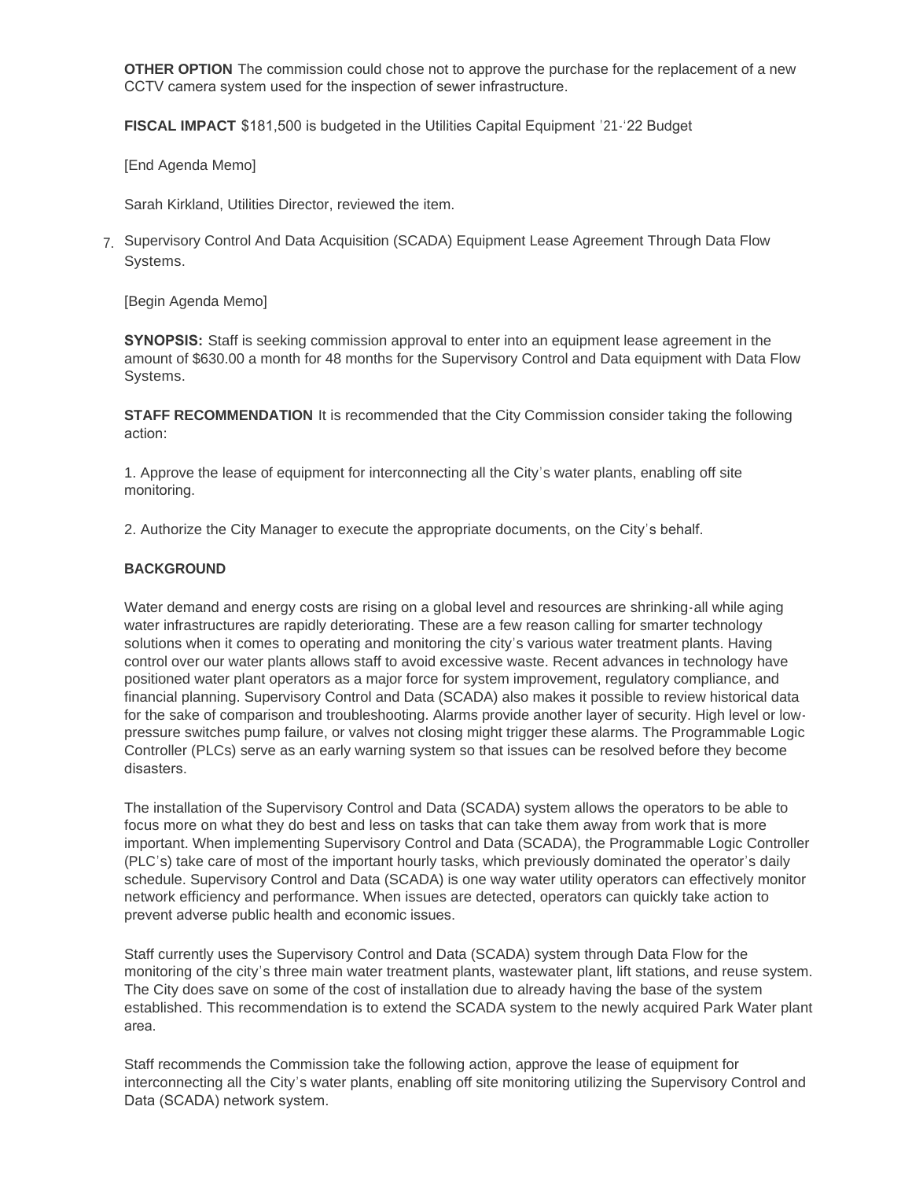**OTHER OPTION** The commission could chose not to approve the purchase for the replacement of a new CCTV camera system used for the inspection of sewer infrastructure.

**FISCAL IMPACT** $181,500 is budgeted in the Utilities Capital Equipment '21-'22 Budget

[End Agenda Memo]

Sarah Kirkland, Utilities Director, reviewed the item.

7. Supervisory Control And Data Acquisition (SCADA) Equipment Lease Agreement Through Data Flow Systems.

[Begin Agenda Memo]

**SYNOPSIS:** Staff is seeking commission approval to enter into an equipment lease agreement in the amount of $630.00 a month for 48 months for the Supervisory Control and Data equipment with Data Flow Systems.

**STAFF RECOMMENDATION** It is recommended that the City Commission consider taking the following action:

1. Approve the lease of equipment for interconnecting all the City's water plants, enabling off site monitoring.

2. Authorize the City Manager to execute the appropriate documents, on the City's behalf.

**BACKGROUND**

Water demand and energy costs are rising on a global level and resources are shrinking-all while aging water infrastructures are rapidly deteriorating. These are a few reason calling for smarter technology solutions when it comes to operating and monitoring the city's various water treatment plants. Having control over our water plants allows staff to avoid excessive waste. Recent advances in technology have positioned water plant operators as a major force for system improvement, regulatory compliance, and financial planning. Supervisory Control and Data (SCADA) also makes it possible to review historical data for the sake of comparison and troubleshooting. Alarms provide another layer of security. High level or low-pressure switches pump failure, or valves not closing might trigger these alarms. The Programmable Logic Controller (PLCs) serve as an early warning system so that issues can be resolved before they become disasters.

The installation of the Supervisory Control and Data (SCADA) system allows the operators to be able to focus more on what they do best and less on tasks that can take them away from work that is more important. When implementing Supervisory Control and Data (SCADA), the Programmable Logic Controller (PLC's) take care of most of the important hourly tasks, which previously dominated the operator's daily schedule. Supervisory Control and Data (SCADA) is one way water utility operators can effectively monitor network efficiency and performance. When issues are detected, operators can quickly take action to prevent adverse public health and economic issues.

Staff currently uses the Supervisory Control and Data (SCADA) system through Data Flow for the monitoring of the city's three main water treatment plants, wastewater plant, lift stations, and reuse system. The City does save on some of the cost of installation due to already having the base of the system established. This recommendation is to extend the SCADA system to the newly acquired Park Water plant area.

Staff recommends the Commission take the following action, approve the lease of equipment for interconnecting all the City's water plants, enabling off site monitoring utilizing the Supervisory Control and Data (SCADA) network system.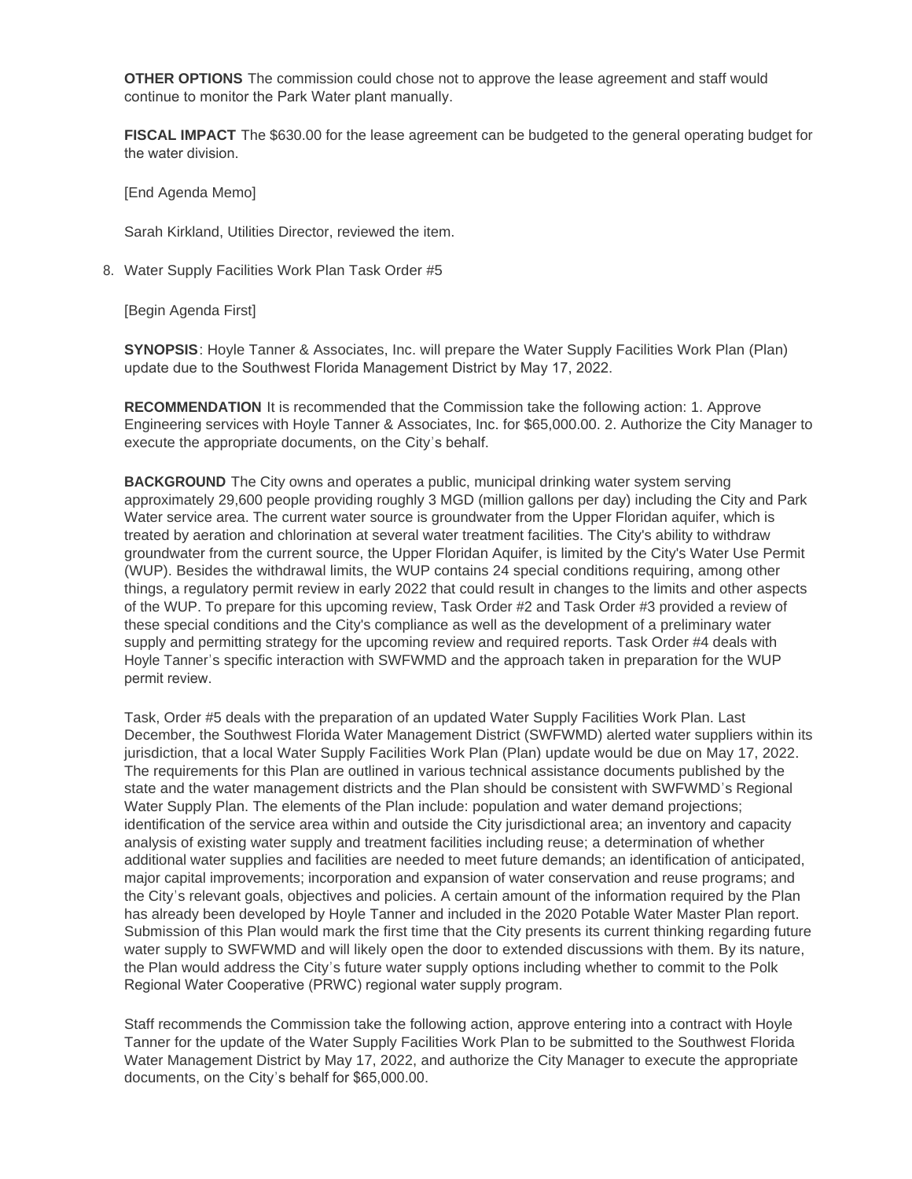**OTHER OPTIONS** The commission could chose not to approve the lease agreement and staff would continue to monitor the Park Water plant manually.

**FISCAL IMPACT** The $630.00 for the lease agreement can be budgeted to the general operating budget for the water division.

[End Agenda Memo]

Sarah Kirkland, Utilities Director, reviewed the item.

8. Water Supply Facilities Work Plan Task Order #5

[Begin Agenda First]

**SYNOPSIS**: Hoyle Tanner & Associates, Inc. will prepare the Water Supply Facilities Work Plan (Plan) update due to the Southwest Florida Management District by May 17, 2022.

**RECOMMENDATION** It is recommended that the Commission take the following action: 1. Approve Engineering services with Hoyle Tanner & Associates, Inc. for $65,000.00. 2. Authorize the City Manager to execute the appropriate documents, on the City's behalf.

**BACKGROUND** The City owns and operates a public, municipal drinking water system serving approximately 29,600 people providing roughly 3 MGD (million gallons per day) including the City and Park Water service area. The current water source is groundwater from the Upper Floridan aquifer, which is treated by aeration and chlorination at several water treatment facilities. The City's ability to withdraw groundwater from the current source, the Upper Floridan Aquifer, is limited by the City's Water Use Permit (WUP). Besides the withdrawal limits, the WUP contains 24 special conditions requiring, among other things, a regulatory permit review in early 2022 that could result in changes to the limits and other aspects of the WUP. To prepare for this upcoming review, Task Order #2 and Task Order #3 provided a review of these special conditions and the City's compliance as well as the development of a preliminary water supply and permitting strategy for the upcoming review and required reports. Task Order #4 deals with Hoyle Tanner's specific interaction with SWFWMD and the approach taken in preparation for the WUP permit review.

Task, Order #5 deals with the preparation of an updated Water Supply Facilities Work Plan. Last December, the Southwest Florida Water Management District (SWFWMD) alerted water suppliers within its jurisdiction, that a local Water Supply Facilities Work Plan (Plan) update would be due on May 17, 2022. The requirements for this Plan are outlined in various technical assistance documents published by the state and the water management districts and the Plan should be consistent with SWFWMD's Regional Water Supply Plan. The elements of the Plan include: population and water demand projections; identification of the service area within and outside the City jurisdictional area; an inventory and capacity analysis of existing water supply and treatment facilities including reuse; a determination of whether additional water supplies and facilities are needed to meet future demands; an identification of anticipated, major capital improvements; incorporation and expansion of water conservation and reuse programs; and the City's relevant goals, objectives and policies. A certain amount of the information required by the Plan has already been developed by Hoyle Tanner and included in the 2020 Potable Water Master Plan report. Submission of this Plan would mark the first time that the City presents its current thinking regarding future water supply to SWFWMD and will likely open the door to extended discussions with them. By its nature, the Plan would address the City's future water supply options including whether to commit to the Polk Regional Water Cooperative (PRWC) regional water supply program.

Staff recommends the Commission take the following action, approve entering into a contract with Hoyle Tanner for the update of the Water Supply Facilities Work Plan to be submitted to the Southwest Florida Water Management District by May 17, 2022, and authorize the City Manager to execute the appropriate documents, on the City's behalf for $65,000.00.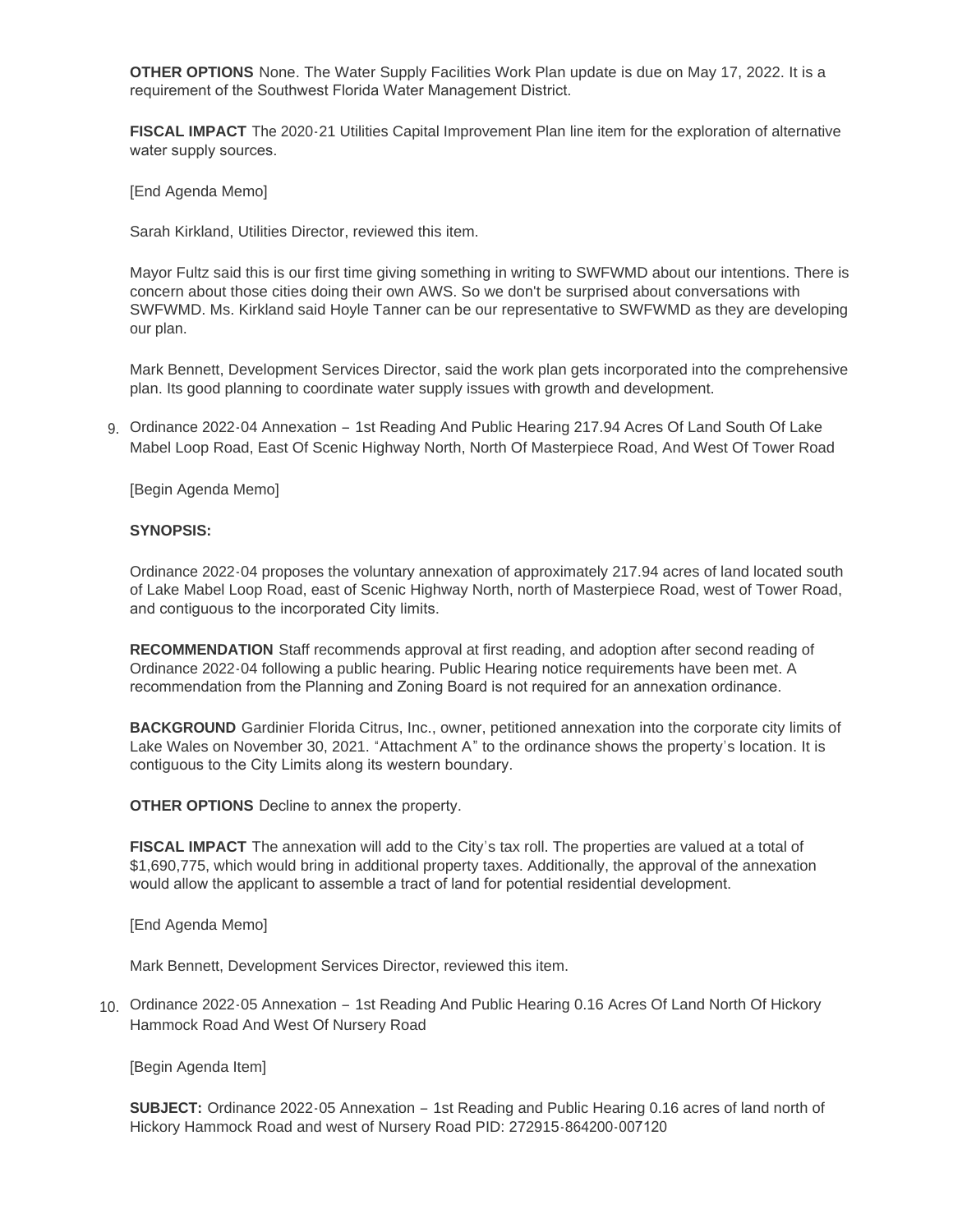**OTHER OPTIONS** None. The Water Supply Facilities Work Plan update is due on May 17, 2022. It is a requirement of the Southwest Florida Water Management District.

**FISCAL IMPACT** The 2020-21 Utilities Capital Improvement Plan line item for the exploration of alternative water supply sources.

[End Agenda Memo]

Sarah Kirkland, Utilities Director, reviewed this item.

Mayor Fultz said this is our first time giving something in writing to SWFWMD about our intentions. There is concern about those cities doing their own AWS. So we don't be surprised about conversations with SWFWMD. Ms. Kirkland said Hoyle Tanner can be our representative to SWFWMD as they are developing our plan.

Mark Bennett, Development Services Director, said the work plan gets incorporated into the comprehensive plan. Its good planning to coordinate water supply issues with growth and development.

9. Ordinance 2022-04 Annexation – 1st Reading And Public Hearing 217.94 Acres Of Land South Of Lake Mabel Loop Road, East Of Scenic Highway North, North Of Masterpiece Road, And West Of Tower Road

[Begin Agenda Memo]

**SYNOPSIS:**

Ordinance 2022-04 proposes the voluntary annexation of approximately 217.94 acres of land located south of Lake Mabel Loop Road, east of Scenic Highway North, north of Masterpiece Road, west of Tower Road, and contiguous to the incorporated City limits.

**RECOMMENDATION** Staff recommends approval at first reading, and adoption after second reading of Ordinance 2022-04 following a public hearing. Public Hearing notice requirements have been met. A recommendation from the Planning and Zoning Board is not required for an annexation ordinance.

**BACKGROUND** Gardinier Florida Citrus, Inc., owner, petitioned annexation into the corporate city limits of Lake Wales on November 30, 2021. "Attachment A" to the ordinance shows the property's location. It is contiguous to the City Limits along its western boundary.

**OTHER OPTIONS** Decline to annex the property.

**FISCAL IMPACT** The annexation will add to the City's tax roll. The properties are valued at a total of $1,690,775, which would bring in additional property taxes. Additionally, the approval of the annexation would allow the applicant to assemble a tract of land for potential residential development.

[End Agenda Memo]

Mark Bennett, Development Services Director, reviewed this item.

10. Ordinance 2022-05 Annexation – 1st Reading And Public Hearing 0.16 Acres Of Land North Of Hickory Hammock Road And West Of Nursery Road

[Begin Agenda Item]

**SUBJECT:** Ordinance 2022-05 Annexation – 1st Reading and Public Hearing 0.16 acres of land north of Hickory Hammock Road and west of Nursery Road PID: 272915-864200-007120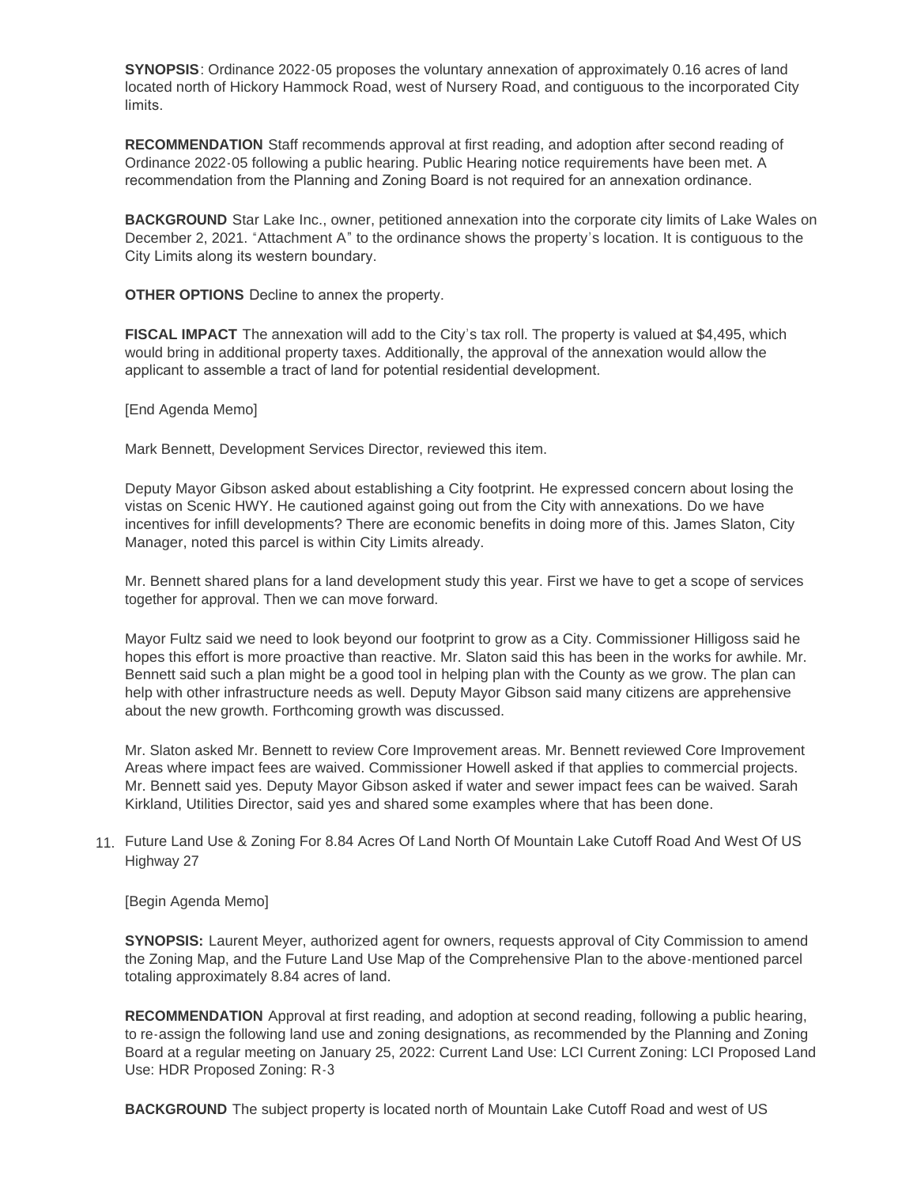**SYNOPSIS**: Ordinance 2022-05 proposes the voluntary annexation of approximately 0.16 acres of land located north of Hickory Hammock Road, west of Nursery Road, and contiguous to the incorporated City limits.

**RECOMMENDATION** Staff recommends approval at first reading, and adoption after second reading of Ordinance 2022-05 following a public hearing. Public Hearing notice requirements have been met. A recommendation from the Planning and Zoning Board is not required for an annexation ordinance.

**BACKGROUND** Star Lake Inc., owner, petitioned annexation into the corporate city limits of Lake Wales on December 2, 2021. "Attachment A" to the ordinance shows the property's location. It is contiguous to the City Limits along its western boundary.

**OTHER OPTIONS** Decline to annex the property.

**FISCAL IMPACT** The annexation will add to the City's tax roll. The property is valued at $4,495, which would bring in additional property taxes. Additionally, the approval of the annexation would allow the applicant to assemble a tract of land for potential residential development.

[End Agenda Memo]

Mark Bennett, Development Services Director, reviewed this item.

Deputy Mayor Gibson asked about establishing a City footprint. He expressed concern about losing the vistas on Scenic HWY. He cautioned against going out from the City with annexations. Do we have incentives for infill developments? There are economic benefits in doing more of this. James Slaton, City Manager, noted this parcel is within City Limits already.

Mr. Bennett shared plans for a land development study this year. First we have to get a scope of services together for approval. Then we can move forward.

Mayor Fultz said we need to look beyond our footprint to grow as a City. Commissioner Hilligoss said he hopes this effort is more proactive than reactive. Mr. Slaton said this has been in the works for awhile. Mr. Bennett said such a plan might be a good tool in helping plan with the County as we grow. The plan can help with other infrastructure needs as well. Deputy Mayor Gibson said many citizens are apprehensive about the new growth. Forthcoming growth was discussed.

Mr. Slaton asked Mr. Bennett to review Core Improvement areas. Mr. Bennett reviewed Core Improvement Areas where impact fees are waived. Commissioner Howell asked if that applies to commercial projects. Mr. Bennett said yes. Deputy Mayor Gibson asked if water and sewer impact fees can be waived. Sarah Kirkland, Utilities Director, said yes and shared some examples where that has been done.

11. Future Land Use & Zoning For 8.84 Acres Of Land North Of Mountain Lake Cutoff Road And West Of US Highway 27

[Begin Agenda Memo]

**SYNOPSIS:** Laurent Meyer, authorized agent for owners, requests approval of City Commission to amend the Zoning Map, and the Future Land Use Map of the Comprehensive Plan to the above-mentioned parcel totaling approximately 8.84 acres of land.

**RECOMMENDATION** Approval at first reading, and adoption at second reading, following a public hearing, to re-assign the following land use and zoning designations, as recommended by the Planning and Zoning Board at a regular meeting on January 25, 2022: Current Land Use: LCI Current Zoning: LCI Proposed Land Use: HDR Proposed Zoning: R-3

**BACKGROUND** The subject property is located north of Mountain Lake Cutoff Road and west of US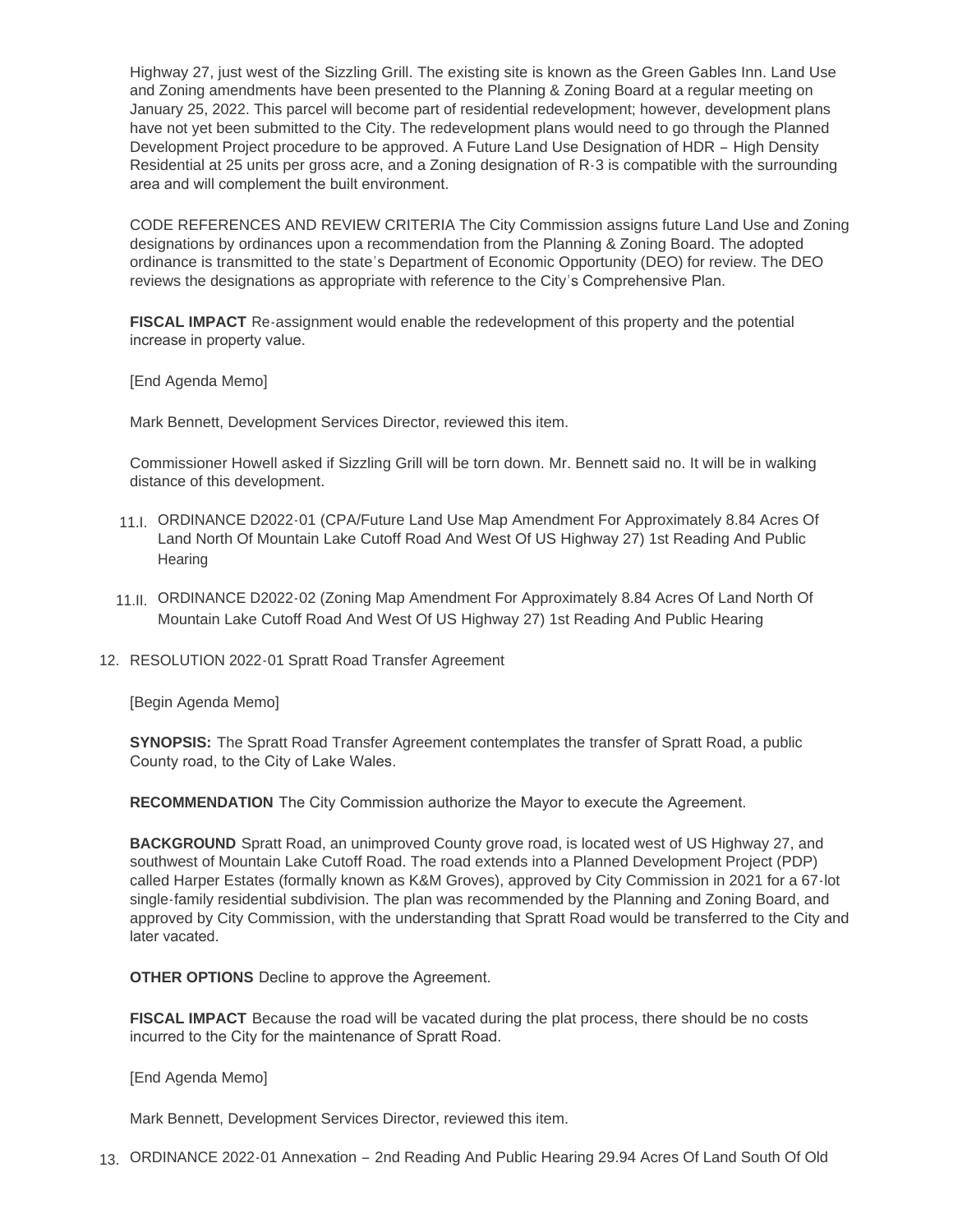Highway 27, just west of the Sizzling Grill. The existing site is known as the Green Gables Inn. Land Use and Zoning amendments have been presented to the Planning & Zoning Board at a regular meeting on January 25, 2022. This parcel will become part of residential redevelopment; however, development plans have not yet been submitted to the City. The redevelopment plans would need to go through the Planned Development Project procedure to be approved. A Future Land Use Designation of HDR – High Density Residential at 25 units per gross acre, and a Zoning designation of R-3 is compatible with the surrounding area and will complement the built environment.

CODE REFERENCES AND REVIEW CRITERIA The City Commission assigns future Land Use and Zoning designations by ordinances upon a recommendation from the Planning & Zoning Board. The adopted ordinance is transmitted to the state's Department of Economic Opportunity (DEO) for review. The DEO reviews the designations as appropriate with reference to the City's Comprehensive Plan.

**FISCAL IMPACT** Re-assignment would enable the redevelopment of this property and the potential increase in property value.

[End Agenda Memo]

Mark Bennett, Development Services Director, reviewed this item.

Commissioner Howell asked if Sizzling Grill will be torn down. Mr. Bennett said no. It will be in walking distance of this development.

11.I. ORDINANCE D2022-01 (CPA/Future Land Use Map Amendment For Approximately 8.84 Acres Of Land North Of Mountain Lake Cutoff Road And West Of US Highway 27) 1st Reading And Public Hearing

11.II. ORDINANCE D2022-02 (Zoning Map Amendment For Approximately 8.84 Acres Of Land North Of Mountain Lake Cutoff Road And West Of US Highway 27) 1st Reading And Public Hearing

12. RESOLUTION 2022-01 Spratt Road Transfer Agreement

[Begin Agenda Memo]

**SYNOPSIS:** The Spratt Road Transfer Agreement contemplates the transfer of Spratt Road, a public County road, to the City of Lake Wales.

**RECOMMENDATION** The City Commission authorize the Mayor to execute the Agreement.

**BACKGROUND** Spratt Road, an unimproved County grove road, is located west of US Highway 27, and southwest of Mountain Lake Cutoff Road. The road extends into a Planned Development Project (PDP) called Harper Estates (formally known as K&M Groves), approved by City Commission in 2021 for a 67-lot single-family residential subdivision. The plan was recommended by the Planning and Zoning Board, and approved by City Commission, with the understanding that Spratt Road would be transferred to the City and later vacated.

**OTHER OPTIONS** Decline to approve the Agreement.

**FISCAL IMPACT** Because the road will be vacated during the plat process, there should be no costs incurred to the City for the maintenance of Spratt Road.

[End Agenda Memo]

Mark Bennett, Development Services Director, reviewed this item.

13. ORDINANCE 2022-01 Annexation – 2nd Reading And Public Hearing 29.94 Acres Of Land South Of Old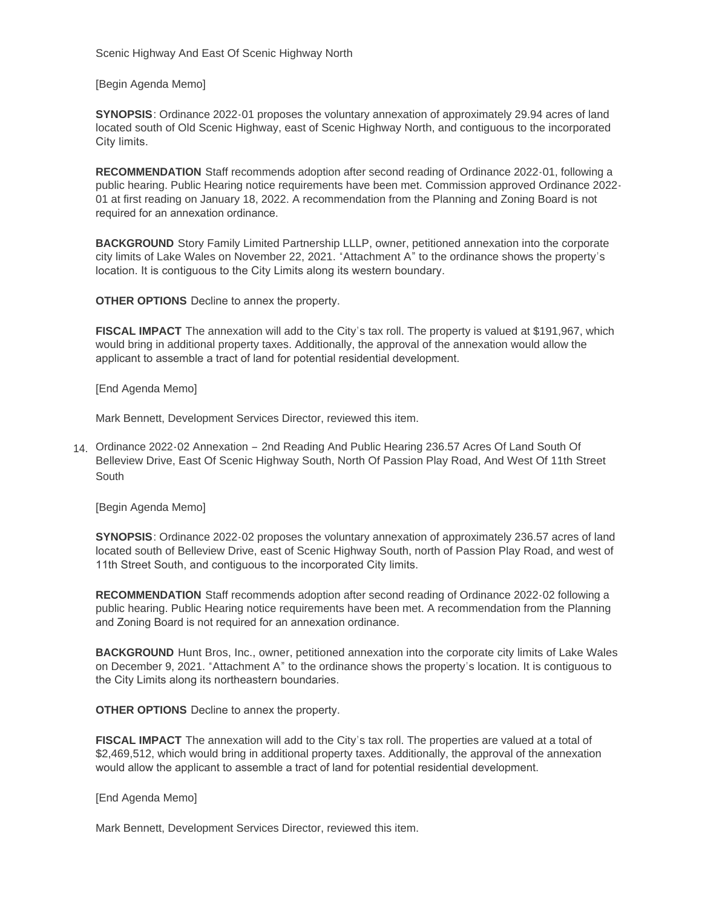Scenic Highway And East Of Scenic Highway North

[Begin Agenda Memo]

**SYNOPSIS**: Ordinance 2022-01 proposes the voluntary annexation of approximately 29.94 acres of land located south of Old Scenic Highway, east of Scenic Highway North, and contiguous to the incorporated City limits.

**RECOMMENDATION** Staff recommends adoption after second reading of Ordinance 2022-01, following a public hearing. Public Hearing notice requirements have been met. Commission approved Ordinance 2022-01 at first reading on January 18, 2022. A recommendation from the Planning and Zoning Board is not required for an annexation ordinance.

**BACKGROUND** Story Family Limited Partnership LLLP, owner, petitioned annexation into the corporate city limits of Lake Wales on November 22, 2021. "Attachment A" to the ordinance shows the property's location. It is contiguous to the City Limits along its western boundary.

**OTHER OPTIONS** Decline to annex the property.

**FISCAL IMPACT** The annexation will add to the City's tax roll. The property is valued at $191,967, which would bring in additional property taxes. Additionally, the approval of the annexation would allow the applicant to assemble a tract of land for potential residential development.

[End Agenda Memo]

Mark Bennett, Development Services Director, reviewed this item.

14. Ordinance 2022-02 Annexation – 2nd Reading And Public Hearing 236.57 Acres Of Land South Of Belleview Drive, East Of Scenic Highway South, North Of Passion Play Road, And West Of 11th Street South

[Begin Agenda Memo]

**SYNOPSIS**: Ordinance 2022-02 proposes the voluntary annexation of approximately 236.57 acres of land located south of Belleview Drive, east of Scenic Highway South, north of Passion Play Road, and west of 11th Street South, and contiguous to the incorporated City limits.

**RECOMMENDATION** Staff recommends adoption after second reading of Ordinance 2022-02 following a public hearing. Public Hearing notice requirements have been met. A recommendation from the Planning and Zoning Board is not required for an annexation ordinance.

**BACKGROUND** Hunt Bros, Inc., owner, petitioned annexation into the corporate city limits of Lake Wales on December 9, 2021. "Attachment A" to the ordinance shows the property's location. It is contiguous to the City Limits along its northeastern boundaries.

**OTHER OPTIONS** Decline to annex the property.

**FISCAL IMPACT** The annexation will add to the City's tax roll. The properties are valued at a total of $2,469,512, which would bring in additional property taxes. Additionally, the approval of the annexation would allow the applicant to assemble a tract of land for potential residential development.

[End Agenda Memo]

Mark Bennett, Development Services Director, reviewed this item.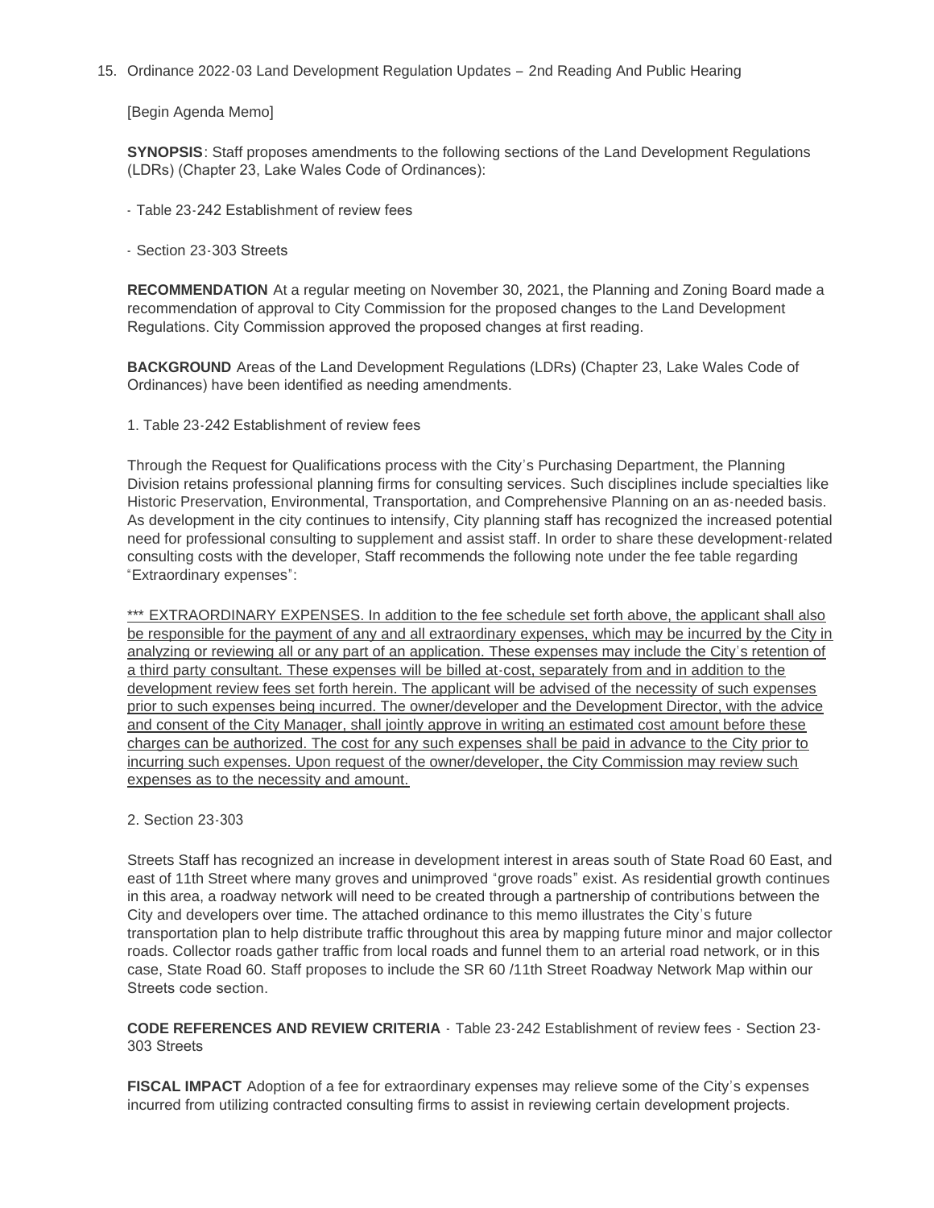15. Ordinance 2022-03 Land Development Regulation Updates – 2nd Reading And Public Hearing

[Begin Agenda Memo]

**SYNOPSIS**: Staff proposes amendments to the following sections of the Land Development Regulations (LDRs) (Chapter 23, Lake Wales Code of Ordinances):

- Table 23-242 Establishment of review fees

- Section 23-303 Streets

**RECOMMENDATION** At a regular meeting on November 30, 2021, the Planning and Zoning Board made a recommendation of approval to City Commission for the proposed changes to the Land Development Regulations. City Commission approved the proposed changes at first reading.

**BACKGROUND** Areas of the Land Development Regulations (LDRs) (Chapter 23, Lake Wales Code of Ordinances) have been identified as needing amendments.

1. Table 23-242 Establishment of review fees

Through the Request for Qualifications process with the City's Purchasing Department, the Planning Division retains professional planning firms for consulting services. Such disciplines include specialties like Historic Preservation, Environmental, Transportation, and Comprehensive Planning on an as-needed basis. As development in the city continues to intensify, City planning staff has recognized the increased potential need for professional consulting to supplement and assist staff. In order to share these development-related consulting costs with the developer, Staff recommends the following note under the fee table regarding "Extraordinary expenses":

<u>*** EXTRAORDINARY EXPENSES. In addition to the fee schedule set forth above, the applicant shall also be responsible for the payment of any and all extraordinary expenses, which may be incurred by the City in analyzing or reviewing all or any part of an application. These expenses may include the City's retention of a third party consultant. These expenses will be billed at-cost, separately from and in addition to the development review fees set forth herein. The applicant will be advised of the necessity of such expenses prior to such expenses being incurred. The owner/developer and the Development Director, with the advice and consent of the City Manager, shall jointly approve in writing an estimated cost amount before these charges can be authorized. The cost for any such expenses shall be paid in advance to the City prior to incurring such expenses. Upon request of the owner/developer, the City Commission may review such expenses as to the necessity and amount.</u>

2. Section 23-303

Streets Staff has recognized an increase in development interest in areas south of State Road 60 East, and east of 11th Street where many groves and unimproved "grove roads" exist. As residential growth continues in this area, a roadway network will need to be created through a partnership of contributions between the City and developers over time. The attached ordinance to this memo illustrates the City's future transportation plan to help distribute traffic throughout this area by mapping future minor and major collector roads. Collector roads gather traffic from local roads and funnel them to an arterial road network, or in this case, State Road 60. Staff proposes to include the SR 60 /11th Street Roadway Network Map within our Streets code section.

**CODE REFERENCES AND REVIEW CRITERIA** - Table 23-242 Establishment of review fees - Section 23-303 Streets

**FISCAL IMPACT** Adoption of a fee for extraordinary expenses may relieve some of the City's expenses incurred from utilizing contracted consulting firms to assist in reviewing certain development projects.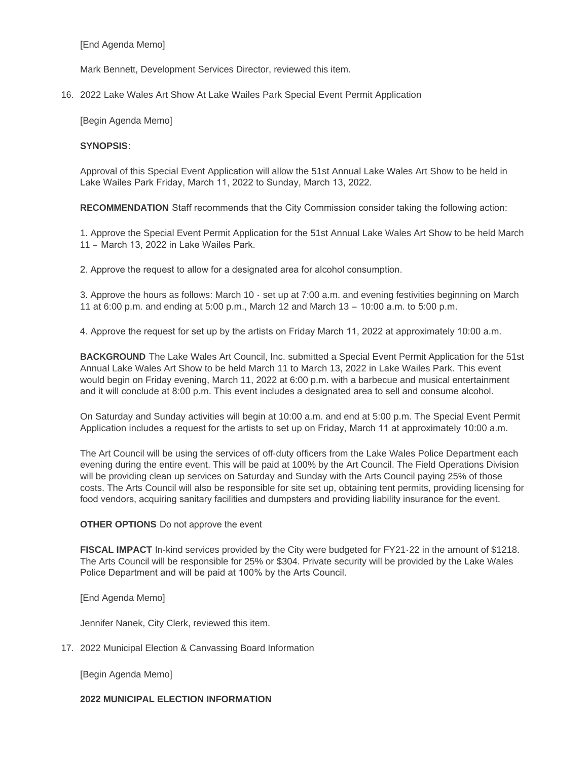[End Agenda Memo]

Mark Bennett, Development Services Director, reviewed this item.

16. 2022 Lake Wales Art Show At Lake Wailes Park Special Event Permit Application

[Begin Agenda Memo]

**SYNOPSIS**:

Approval of this Special Event Application will allow the 51st Annual Lake Wales Art Show to be held in Lake Wailes Park Friday, March 11, 2022 to Sunday, March 13, 2022.

**RECOMMENDATION** Staff recommends that the City Commission consider taking the following action:

1. Approve the Special Event Permit Application for the 51st Annual Lake Wales Art Show to be held March 11 – March 13, 2022 in Lake Wailes Park.

2. Approve the request to allow for a designated area for alcohol consumption.

3. Approve the hours as follows: March 10 - set up at 7:00 a.m. and evening festivities beginning on March 11 at 6:00 p.m. and ending at 5:00 p.m., March 12 and March 13 – 10:00 a.m. to 5:00 p.m.

4. Approve the request for set up by the artists on Friday March 11, 2022 at approximately 10:00 a.m.

**BACKGROUND** The Lake Wales Art Council, Inc. submitted a Special Event Permit Application for the 51st Annual Lake Wales Art Show to be held March 11 to March 13, 2022 in Lake Wailes Park. This event would begin on Friday evening, March 11, 2022 at 6:00 p.m. with a barbecue and musical entertainment and it will conclude at 8:00 p.m. This event includes a designated area to sell and consume alcohol.

On Saturday and Sunday activities will begin at 10:00 a.m. and end at 5:00 p.m. The Special Event Permit Application includes a request for the artists to set up on Friday, March 11 at approximately 10:00 a.m.

The Art Council will be using the services of off-duty officers from the Lake Wales Police Department each evening during the entire event. This will be paid at 100% by the Art Council. The Field Operations Division will be providing clean up services on Saturday and Sunday with the Arts Council paying 25% of those costs. The Arts Council will also be responsible for site set up, obtaining tent permits, providing licensing for food vendors, acquiring sanitary facilities and dumpsters and providing liability insurance for the event.

**OTHER OPTIONS** Do not approve the event

**FISCAL IMPACT** In-kind services provided by the City were budgeted for FY21-22 in the amount of $1218. The Arts Council will be responsible for 25% or $304. Private security will be provided by the Lake Wales Police Department and will be paid at 100% by the Arts Council.

[End Agenda Memo]

Jennifer Nanek, City Clerk, reviewed this item.

17. 2022 Municipal Election & Canvassing Board Information

[Begin Agenda Memo]

**2022 MUNICIPAL ELECTION INFORMATION**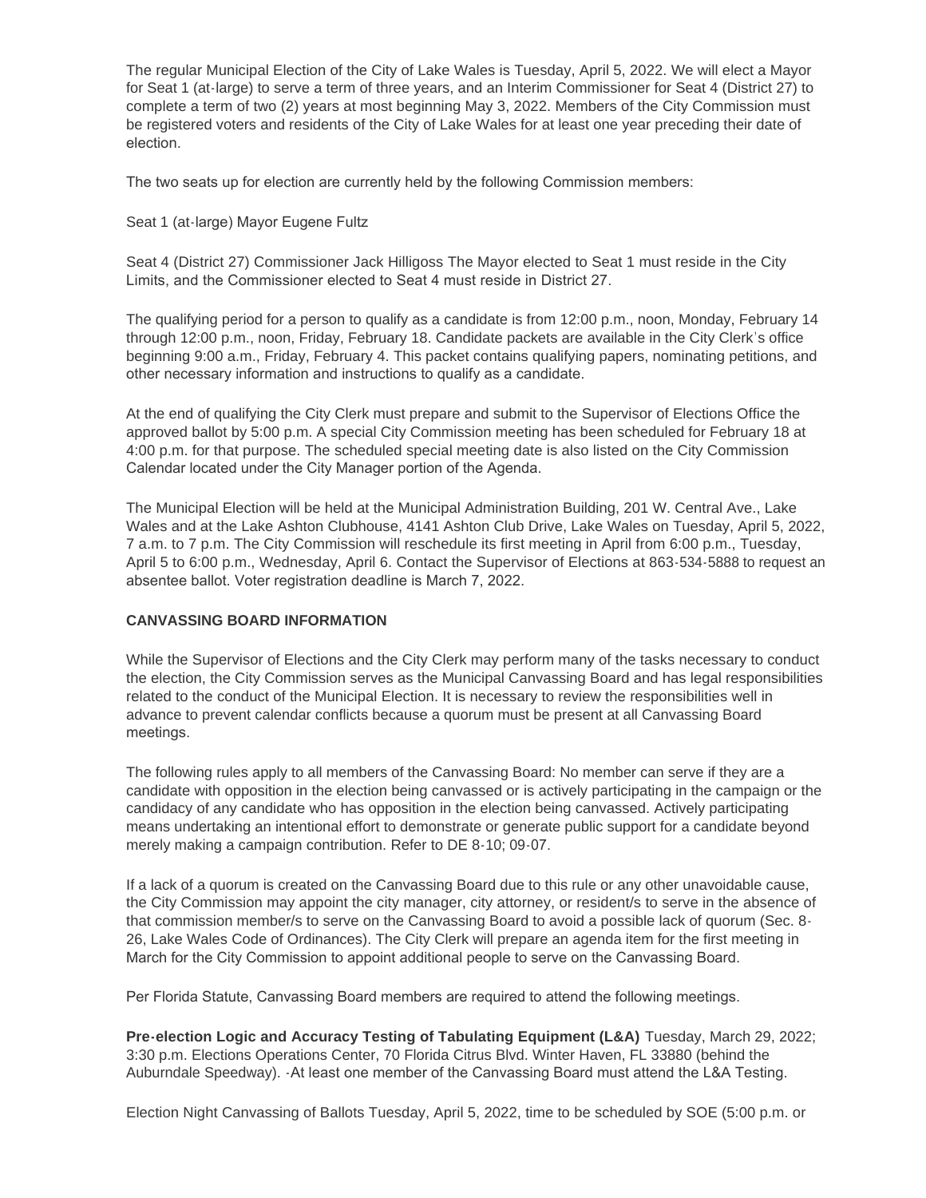The regular Municipal Election of the City of Lake Wales is Tuesday, April 5, 2022. We will elect a Mayor for Seat 1 (at-large) to serve a term of three years, and an Interim Commissioner for Seat 4 (District 27) to complete a term of two (2) years at most beginning May 3, 2022. Members of the City Commission must be registered voters and residents of the City of Lake Wales for at least one year preceding their date of election.

The two seats up for election are currently held by the following Commission members:

Seat 1 (at-large) Mayor Eugene Fultz

Seat 4 (District 27) Commissioner Jack Hilligoss The Mayor elected to Seat 1 must reside in the City Limits, and the Commissioner elected to Seat 4 must reside in District 27.

The qualifying period for a person to qualify as a candidate is from 12:00 p.m., noon, Monday, February 14 through 12:00 p.m., noon, Friday, February 18. Candidate packets are available in the City Clerk's office beginning 9:00 a.m., Friday, February 4. This packet contains qualifying papers, nominating petitions, and other necessary information and instructions to qualify as a candidate.

At the end of qualifying the City Clerk must prepare and submit to the Supervisor of Elections Office the approved ballot by 5:00 p.m. A special City Commission meeting has been scheduled for February 18 at 4:00 p.m. for that purpose. The scheduled special meeting date is also listed on the City Commission Calendar located under the City Manager portion of the Agenda.

The Municipal Election will be held at the Municipal Administration Building, 201 W. Central Ave., Lake Wales and at the Lake Ashton Clubhouse, 4141 Ashton Club Drive, Lake Wales on Tuesday, April 5, 2022, 7 a.m. to 7 p.m. The City Commission will reschedule its first meeting in April from 6:00 p.m., Tuesday, April 5 to 6:00 p.m., Wednesday, April 6. Contact the Supervisor of Elections at 863-534-5888 to request an absentee ballot. Voter registration deadline is March 7, 2022.

**CANVASSING BOARD INFORMATION**

While the Supervisor of Elections and the City Clerk may perform many of the tasks necessary to conduct the election, the City Commission serves as the Municipal Canvassing Board and has legal responsibilities related to the conduct of the Municipal Election. It is necessary to review the responsibilities well in advance to prevent calendar conflicts because a quorum must be present at all Canvassing Board meetings.

The following rules apply to all members of the Canvassing Board: No member can serve if they are a candidate with opposition in the election being canvassed or is actively participating in the campaign or the candidacy of any candidate who has opposition in the election being canvassed. Actively participating means undertaking an intentional effort to demonstrate or generate public support for a candidate beyond merely making a campaign contribution. Refer to DE 8-10; 09-07.

If a lack of a quorum is created on the Canvassing Board due to this rule or any other unavoidable cause, the City Commission may appoint the city manager, city attorney, or resident/s to serve in the absence of that commission member/s to serve on the Canvassing Board to avoid a possible lack of quorum (Sec. 8-26, Lake Wales Code of Ordinances). The City Clerk will prepare an agenda item for the first meeting in March for the City Commission to appoint additional people to serve on the Canvassing Board.

Per Florida Statute, Canvassing Board members are required to attend the following meetings.

**Pre-election Logic and Accuracy Testing of Tabulating Equipment (L&A)** Tuesday, March 29, 2022; 3:30 p.m. Elections Operations Center, 70 Florida Citrus Blvd. Winter Haven, FL 33880 (behind the Auburndale Speedway). -At least one member of the Canvassing Board must attend the L&A Testing.

Election Night Canvassing of Ballots Tuesday, April 5, 2022, time to be scheduled by SOE (5:00 p.m. or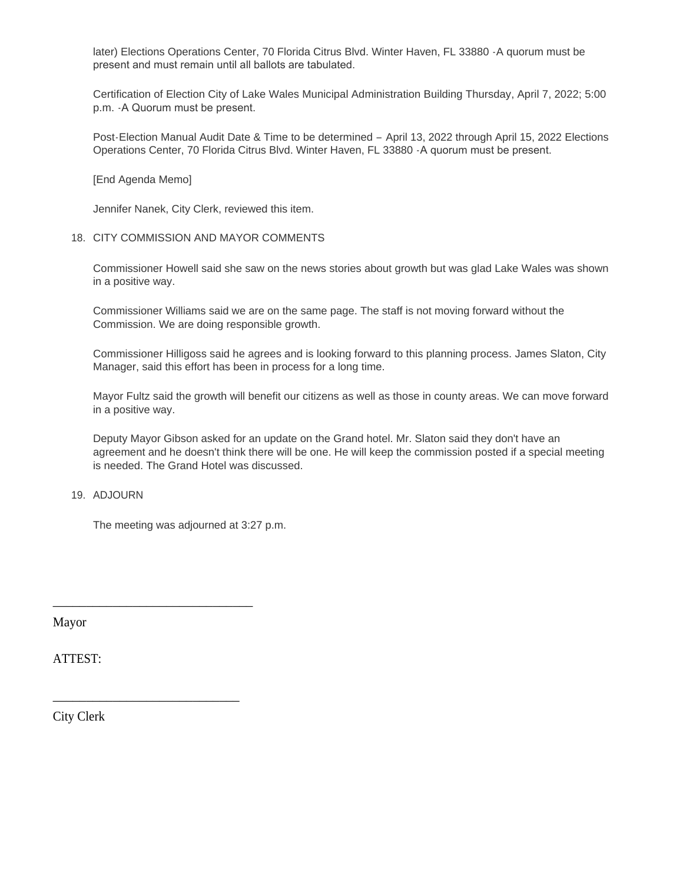later) Elections Operations Center, 70 Florida Citrus Blvd. Winter Haven, FL 33880 -A quorum must be present and must remain until all ballots are tabulated.

Certification of Election City of Lake Wales Municipal Administration Building Thursday, April 7, 2022; 5:00 p.m. -A Quorum must be present.

Post-Election Manual Audit Date & Time to be determined – April 13, 2022 through April 15, 2022 Elections Operations Center, 70 Florida Citrus Blvd. Winter Haven, FL 33880 -A quorum must be present.

[End Agenda Memo]

Jennifer Nanek, City Clerk, reviewed this item.

18. CITY COMMISSION AND MAYOR COMMENTS

Commissioner Howell said she saw on the news stories about growth but was glad Lake Wales was shown in a positive way.

Commissioner Williams said we are on the same page. The staff is not moving forward without the Commission. We are doing responsible growth.

Commissioner Hilligoss said he agrees and is looking forward to this planning process. James Slaton, City Manager, said this effort has been in process for a long time.

Mayor Fultz said the growth will benefit our citizens as well as those in county areas. We can move forward in a positive way.

Deputy Mayor Gibson asked for an update on the Grand hotel. Mr. Slaton said they don't have an agreement and he doesn't think there will be one. He will keep the commission posted if a special meeting is needed. The Grand Hotel was discussed.

19. ADJOURN

The meeting was adjourned at 3:27 p.m.

\_\_\_\_\_\_\_\_\_\_\_\_\_\_\_\_\_\_\_\_\_\_\_\_\_\_\_\_\_\_\_\_

Mayor

ATTEST:

\_\_\_\_\_\_\_\_\_\_\_\_\_\_\_\_\_\_\_\_\_\_\_\_\_\_\_\_\_\_

City Clerk